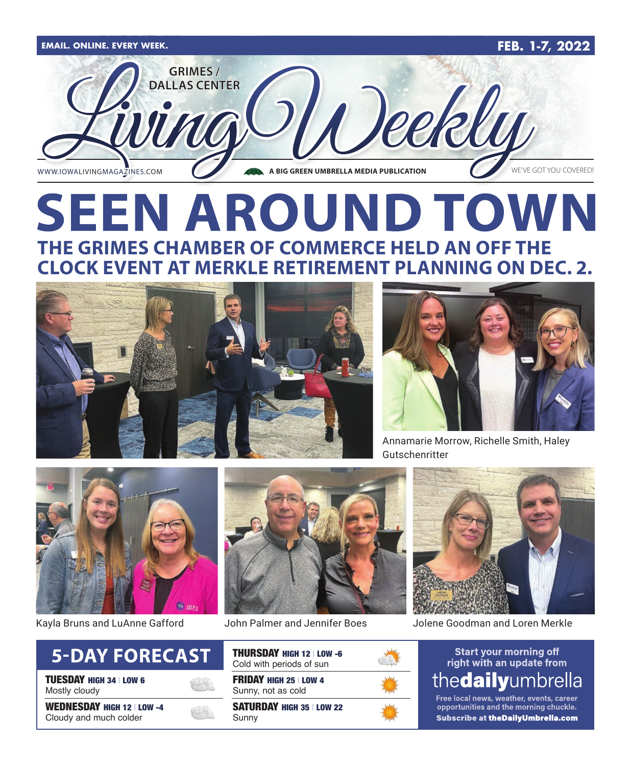EMAIL. ONLINE. EVERY WEEK. FEB. 1-7, 2022

# GRIMES / DALLAS CENTER Living Weekly

WWW.IOWALIVINGMAGAZINES.COM | A BIG GREEN UMBRELLA MEDIA PUBLICATION | WE'VE GOT YOU COVERED!

# SEEN AROUND TOWN

## THE GRIMES CHAMBER OF COMMERCE HELD AN OFF THE CLOCK EVENT AT MERKLE RETIREMENT PLANNING ON DEC. 2.

Annamarie Morrow, Richelle Smith, Haley Gutschenritter

Kayla Bruns and LuAnne Gafford

John Palmer and Jennifer Boes

Jolene Goodman and Loren Merkle

## 5-DAY FORECAST

**TUESDAY** HIGH 34 | LOW 6
Mostly cloudy

**WEDNESDAY** HIGH 12 | LOW -4
Cloudy and much colder

**THURSDAY** HIGH 12 | LOW -6
Cold with periods of sun

**FRIDAY** HIGH 25 | LOW 4
Sunny, not as cold

**SATURDAY** HIGH 35 | LOW 22
Sunny

Start your morning off right with an update from **thedailyumbrella**

Free local news, weather, events, career opportunities and the morning chuckle.

**Subscribe at theDailyUmbrella.com**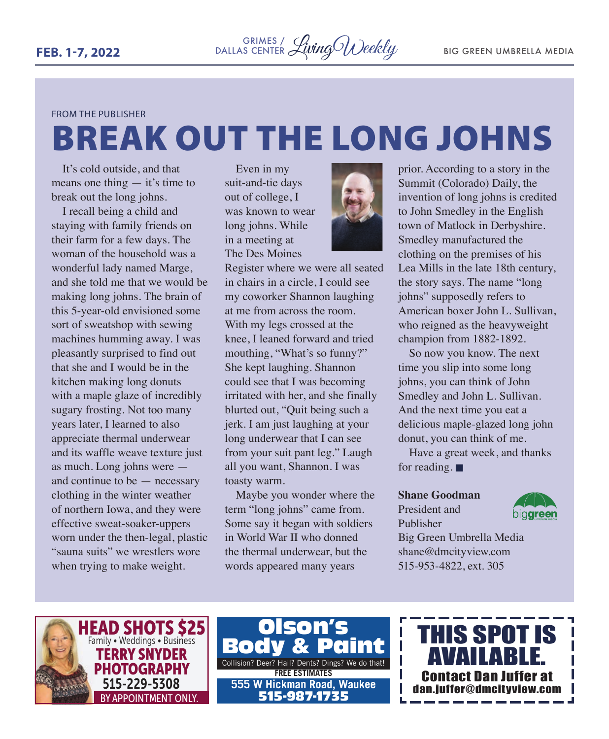FROM THE PUBLISHER

# BREAK OUT THE LONG JOHNS

It's cold outside, and that means one thing — it's time to break out the long johns.

I recall being a child and staying with family friends on their farm for a few days. The woman of the household was a wonderful lady named Marge, and she told me that we would be making long johns. The brain of this 5-year-old envisioned some sort of sweatshop with sewing machines humming away. I was pleasantly surprised to find out that she and I would be in the kitchen making long donuts with a maple glaze of incredibly sugary frosting. Not too many years later, I learned to also appreciate thermal underwear and its waffle weave texture just as much. Long johns were — and continue to be — necessary clothing in the winter weather of northern Iowa, and they were effective sweat-soaker-uppers worn under the then-legal, plastic "sauna suits" we wrestlers wore when trying to make weight.

Even in my suit-and-tie days out of college, I was known to wear long johns. While in a meeting at The Des Moines Register where we were all seated in chairs in a circle, I could see my coworker Shannon laughing at me from across the room. With my legs crossed at the knee, I leaned forward and tried mouthing, "What's so funny?" She kept laughing. Shannon could see that I was becoming irritated with her, and she finally blurted out, "Quit being such a jerk. I am just laughing at your long underwear that I can see from your suit pant leg." Laugh all you want, Shannon. I was toasty warm.

Maybe you wonder where the term "long johns" came from. Some say it began with soldiers in World War II who donned the thermal underwear, but the words appeared many years prior. According to a story in the Summit (Colorado) Daily, the invention of long johns is credited to John Smedley in the English town of Matlock in Derbyshire. Smedley manufactured the clothing on the premises of his Lea Mills in the late 18th century, the story says. The name "long johns" supposedly refers to American boxer John L. Sullivan, who reigned as the heavyweight champion from 1882-1892.

So now you know. The next time you slip into some long johns, you can think of John Smedley and John L. Sullivan. And the next time you eat a delicious maple-glazed long john donut, you can think of me.

Have a great week, and thanks for reading. ■

**Shane Goodman**
President and Publisher
Big Green Umbrella Media
shane@dmcityview.com
515-953-4822, ext. 305

---

**HEAD SHOTS $25**
Family • Weddings • Business
**TERRY SNYDER PHOTOGRAPHY**
515-229-5308
BY APPOINTMENT ONLY.

**Olson's Body & Paint**
Collision? Deer? Hail? Dents? Dings? We do that!
FREE ESTIMATES
555 W Hickman Road, Waukee
515-987-1735

**THIS SPOT IS AVAILABLE.**
Contact Dan Juffer at
dan.juffer@dmcityview.com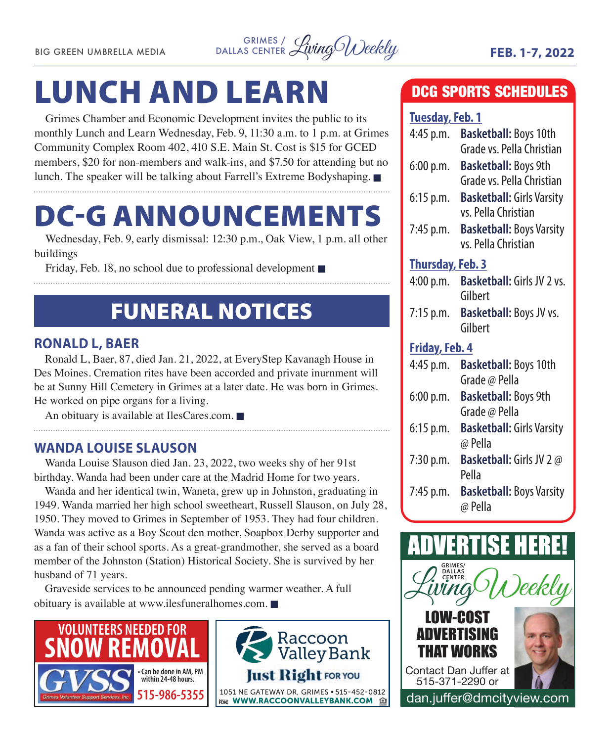# LUNCH AND LEARN

Grimes Chamber and Economic Development invites the public to its monthly Lunch and Learn Wednesday, Feb. 9, 11:30 a.m. to 1 p.m. at Grimes Community Complex Room 402, 410 S.E. Main St. Cost is $15 for GCED members, $20 for non-members and walk-ins, and $7.50 for attending but no lunch. The speaker will be talking about Farrell's Extreme Bodyshaping. ■

# DC-G ANNOUNCEMENTS

Wednesday, Feb. 9, early dismissal: 12:30 p.m., Oak View, 1 p.m. all other buildings

Friday, Feb. 18, no school due to professional development ■

# FUNERAL NOTICES

## RONALD L, BAER

Ronald L, Baer, 87, died Jan. 21, 2022, at EveryStep Kavanagh House in Des Moines. Cremation rites have been accorded and private inurnment will be at Sunny Hill Cemetery in Grimes at a later date. He was born in Grimes. He worked on pipe organs for a living.

An obituary is available at IlesCares.com. ■

## WANDA LOUISE SLAUSON

Wanda Louise Slauson died Jan. 23, 2022, two weeks shy of her 91st birthday. Wanda had been under care at the Madrid Home for two years.

Wanda and her identical twin, Waneta, grew up in Johnston, graduating in 1949. Wanda married her high school sweetheart, Russell Slauson, on July 28, 1950. They moved to Grimes in September of 1953. They had four children. Wanda was active as a Boy Scout den mother, Soapbox Derby supporter and as a fan of their school sports. As a great-grandmother, she served as a board member of the Johnston (Station) Historical Society. She is survived by her husband of 71 years.

Graveside services to be announced pending warmer weather. A full obituary is available at www.ilesfuneralhomes.com. ■

**VOLUNTEERS NEEDED FOR SNOW REMOVAL**

GVSS — Grimes Volunteer Support Services, Inc.

• Can be done in AM, PM within 24-48 hours.

515-986-5355

**Raccoon Valley Bank**

Just Right FOR YOU

1051 NE GATEWAY DR, GRIMES • 515-452-0812

WWW.RACCOONVALLEYBANK.COM

# DCG SPORTS SCHEDULES

**Tuesday, Feb. 1**

- 4:45 p.m. **Basketball:** Boys 10th Grade vs. Pella Christian
- 6:00 p.m. **Basketball:** Boys 9th Grade vs. Pella Christian
- 6:15 p.m. **Basketball:** Girls Varsity vs. Pella Christian
- 7:45 p.m. **Basketball:** Boys Varsity vs. Pella Christian

**Thursday, Feb. 3**

- 4:00 p.m. **Basketball:** Girls JV 2 vs. Gilbert
- 7:15 p.m. **Basketball:** Boys JV vs. Gilbert

**Friday, Feb. 4**

- 4:45 p.m. **Basketball:** Boys 10th Grade @ Pella
- 6:00 p.m. **Basketball:** Boys 9th Grade @ Pella
- 6:15 p.m. **Basketball:** Girls Varsity @ Pella
- 7:30 p.m. **Basketball:** Girls JV 2 @ Pella
- 7:45 p.m. **Basketball:** Boys Varsity @ Pella

**ADVERTISE HERE!**

Grimes/Dallas Center Living Weekly

LOW-COST ADVERTISING THAT WORKS

Contact Dan Juffer at 515-371-2290 or dan.juffer@dmcityview.com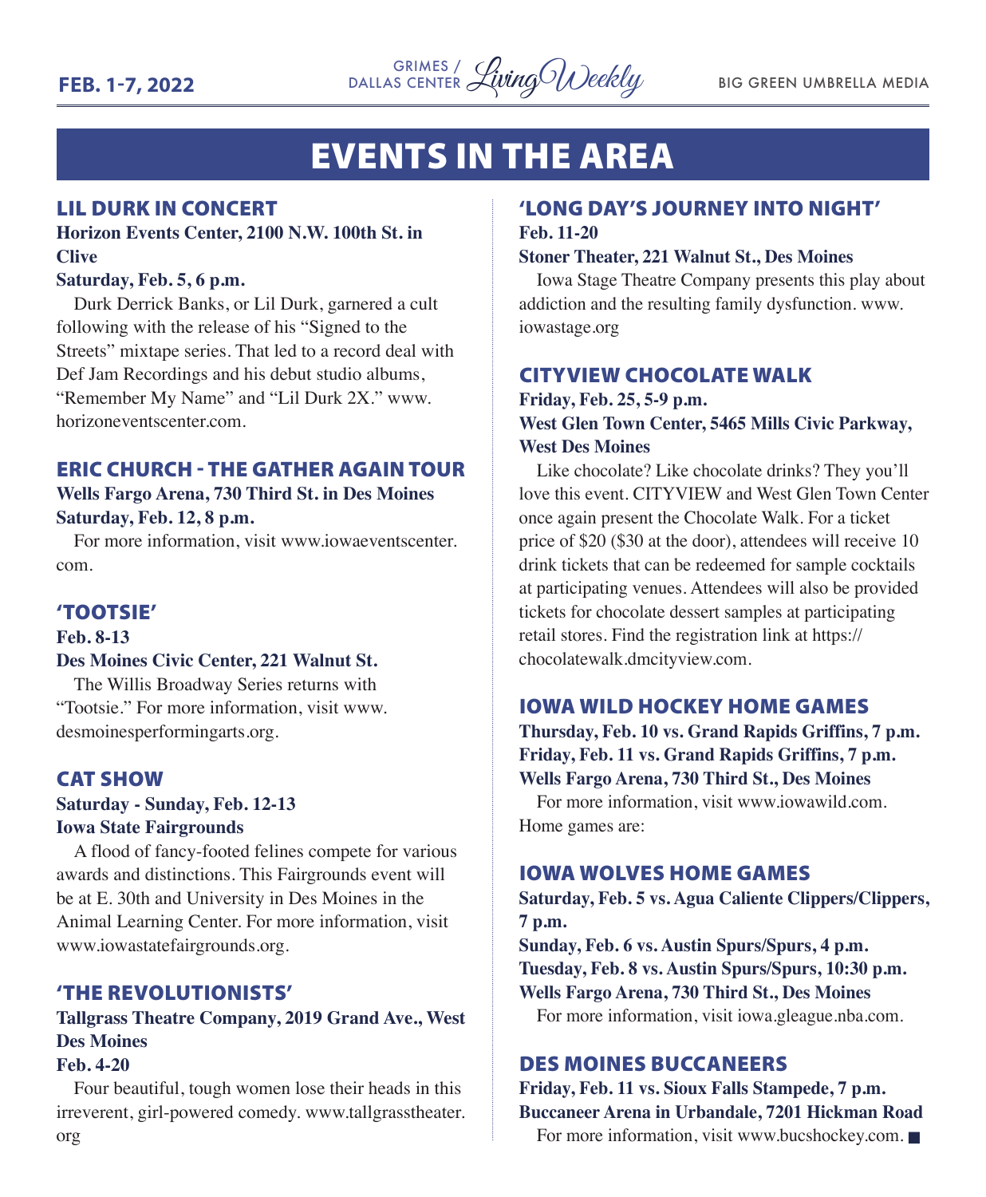# EVENTS IN THE AREA

## LIL DURK IN CONCERT

**Horizon Events Center, 2100 N.W. 100th St. in Clive**

**Saturday, Feb. 5, 6 p.m.**

Durk Derrick Banks, or Lil Durk, garnered a cult following with the release of his "Signed to the Streets" mixtape series. That led to a record deal with Def Jam Recordings and his debut studio albums, "Remember My Name" and "Lil Durk 2X." www.horizoneventscenter.com.

## ERIC CHURCH - THE GATHER AGAIN TOUR

**Wells Fargo Arena, 730 Third St. in Des Moines**

**Saturday, Feb. 12, 8 p.m.**

For more information, visit www.iowaeventscenter.com.

## 'TOOTSIE'

**Feb. 8-13**

**Des Moines Civic Center, 221 Walnut St.**

The Willis Broadway Series returns with "Tootsie." For more information, visit www.desmoinesperformingarts.org.

## CAT SHOW

**Saturday - Sunday, Feb. 12-13**

**Iowa State Fairgrounds**

A flood of fancy-footed felines compete for various awards and distinctions. This Fairgrounds event will be at E. 30th and University in Des Moines in the Animal Learning Center. For more information, visit www.iowastatefairgrounds.org.

## 'THE REVOLUTIONISTS'

**Tallgrass Theatre Company, 2019 Grand Ave., West Des Moines**

**Feb. 4-20**

Four beautiful, tough women lose their heads in this irreverent, girl-powered comedy. www.tallgrasstheater.org

## 'LONG DAY'S JOURNEY INTO NIGHT'

**Feb. 11-20**

**Stoner Theater, 221 Walnut St., Des Moines**

Iowa Stage Theatre Company presents this play about addiction and the resulting family dysfunction. www.iowastage.org

## CITYVIEW CHOCOLATE WALK

**Friday, Feb. 25, 5-9 p.m.**

**West Glen Town Center, 5465 Mills Civic Parkway, West Des Moines**

Like chocolate? Like chocolate drinks? They you'll love this event. CITYVIEW and West Glen Town Center once again present the Chocolate Walk. For a ticket price of $20 ($30 at the door), attendees will receive 10 drink tickets that can be redeemed for sample cocktails at participating venues. Attendees will also be provided tickets for chocolate dessert samples at participating retail stores. Find the registration link at https://chocolatewalk.dmcityview.com.

## IOWA WILD HOCKEY HOME GAMES

**Thursday, Feb. 10 vs. Grand Rapids Griffins, 7 p.m.**
**Friday, Feb. 11 vs. Grand Rapids Griffins, 7 p.m.**
**Wells Fargo Arena, 730 Third St., Des Moines**

For more information, visit www.iowawild.com. Home games are:

## IOWA WOLVES HOME GAMES

**Saturday, Feb. 5 vs. Agua Caliente Clippers/Clippers, 7 p.m.**
**Sunday, Feb. 6 vs. Austin Spurs/Spurs, 4 p.m.**
**Tuesday, Feb. 8 vs. Austin Spurs/Spurs, 10:30 p.m.**
**Wells Fargo Arena, 730 Third St., Des Moines**

For more information, visit iowa.gleague.nba.com.

## DES MOINES BUCCANEERS

**Friday, Feb. 11 vs. Sioux Falls Stampede, 7 p.m.**
**Buccaneer Arena in Urbandale, 7201 Hickman Road**

For more information, visit www.bucshockey.com. ■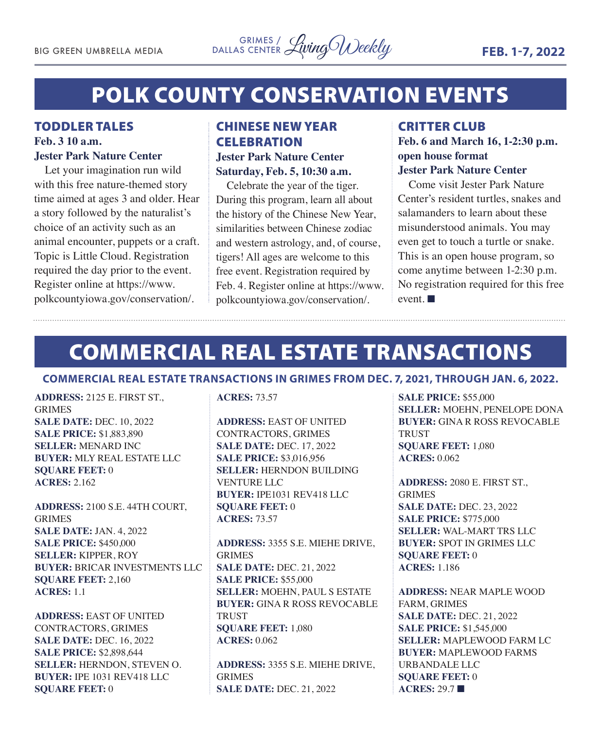# POLK COUNTY CONSERVATION EVENTS

## TODDLER TALES

**Feb. 3 10 a.m.**
**Jester Park Nature Center**

Let your imagination run wild with this free nature-themed story time aimed at ages 3 and older. Hear a story followed by the naturalist's choice of an activity such as an animal encounter, puppets or a craft. Topic is Little Cloud. Registration required the day prior to the event. Register online at https://www.polkcountyiowa.gov/conservation/.

## CHINESE NEW YEAR CELEBRATION

**Jester Park Nature Center**
**Saturday, Feb. 5, 10:30 a.m.**

Celebrate the year of the tiger. During this program, learn all about the history of the Chinese New Year, similarities between Chinese zodiac and western astrology, and, of course, tigers! All ages are welcome to this free event. Registration required by Feb. 4. Register online at https://www.polkcountyiowa.gov/conservation/.

## CRITTER CLUB

**Feb. 6 and March 16, 1-2:30 p.m. open house format**
**Jester Park Nature Center**

Come visit Jester Park Nature Center's resident turtles, snakes and salamanders to learn about these misunderstood animals. You may even get to touch a turtle or snake. This is an open house program, so come anytime between 1-2:30 p.m. No registration required for this free event. ■

# COMMERCIAL REAL ESTATE TRANSACTIONS

### COMMERCIAL REAL ESTATE TRANSACTIONS IN GRIMES FROM DEC. 7, 2021, THROUGH JAN. 6, 2022.

**ADDRESS:** 2125 E. FIRST ST., GRIMES
**SALE DATE:** DEC. 10, 2022
**SALE PRICE:** $1,883,890
**SELLER:** MENARD INC
**BUYER:** MLY REAL ESTATE LLC
**SQUARE FEET:** 0
**ACRES:** 2.162

**ADDRESS:** 2100 S.E. 44TH COURT, GRIMES
**SALE DATE:** JAN. 4, 2022
**SALE PRICE:** $450,000
**SELLER:** KIPPER, ROY
**BUYER:** BRICAR INVESTMENTS LLC
**SQUARE FEET:** 2,160
**ACRES:** 1.1

**ADDRESS:** EAST OF UNITED CONTRACTORS, GRIMES
**SALE DATE:** DEC. 16, 2022
**SALE PRICE:** $2,898,644
**SELLER:** HERNDON, STEVEN O.
**BUYER:** IPE 1031 REV418 LLC
**SQUARE FEET:** 0
**ACRES:** 73.57

**ADDRESS:** EAST OF UNITED CONTRACTORS, GRIMES
**SALE DATE:** DEC. 17, 2022
**SALE PRICE:** $3,016,956
**SELLER:** HERNDON BUILDING VENTURE LLC
**BUYER:** IPE1031 REV418 LLC
**SQUARE FEET:** 0
**ACRES:** 73.57

**ADDRESS:** 3355 S.E. MIEHE DRIVE, GRIMES
**SALE DATE:** DEC. 21, 2022
**SALE PRICE:** $55,000
**SELLER:** MOEHN, PAUL S ESTATE
**BUYER:** GINA R ROSS REVOCABLE TRUST
**SQUARE FEET:** 1,080
**ACRES:** 0.062

**ADDRESS:** 3355 S.E. MIEHE DRIVE, GRIMES
**SALE DATE:** DEC. 21, 2022
**SALE PRICE:** $55,000
**SELLER:** MOEHN, PENELOPE DONA
**BUYER:** GINA R ROSS REVOCABLE TRUST
**SQUARE FEET:** 1,080
**ACRES:** 0.062

**ADDRESS:** 2080 E. FIRST ST., GRIMES
**SALE DATE:** DEC. 23, 2022
**SALE PRICE:** $775,000
**SELLER:** WAL-MART TRS LLC
**BUYER:** SPOT IN GRIMES LLC
**SQUARE FEET:** 0
**ACRES:** 1.186

**ADDRESS:** NEAR MAPLE WOOD FARM, GRIMES
**SALE DATE:** DEC. 21, 2022
**SALE PRICE:** $1,545,000
**SELLER:** MAPLEWOOD FARM LC
**BUYER:** MAPLEWOOD FARMS URBANDALE LLC
**SQUARE FEET:** 0
**ACRES:** 29.7 ■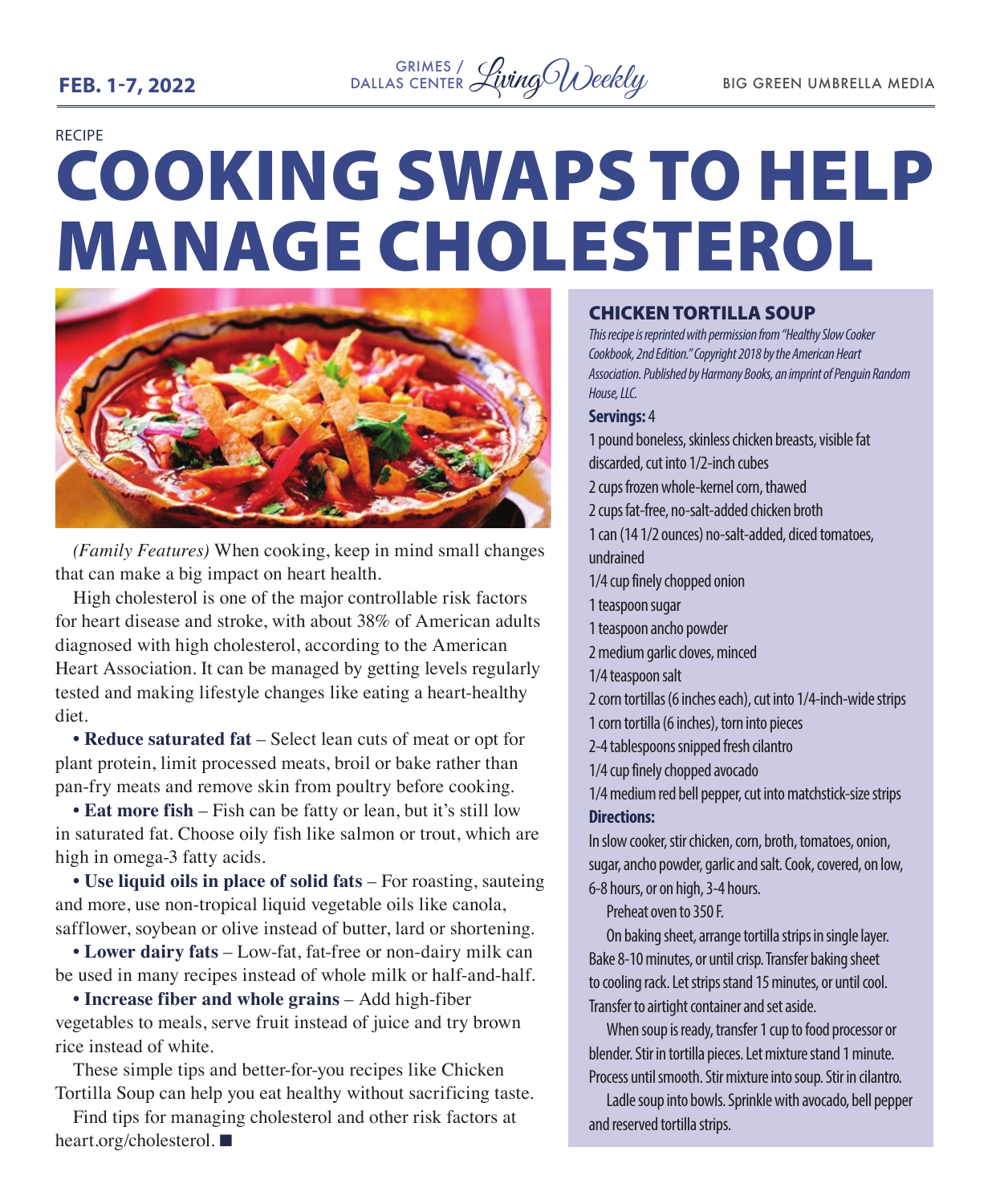RECIPE

# COOKING SWAPS TO HELP MANAGE CHOLESTEROL

*(Family Features)* When cooking, keep in mind small changes that can make a big impact on heart health.

High cholesterol is one of the major controllable risk factors for heart disease and stroke, with about 38% of American adults diagnosed with high cholesterol, according to the American Heart Association. It can be managed by getting levels regularly tested and making lifestyle changes like eating a heart-healthy diet.

• **Reduce saturated fat** – Select lean cuts of meat or opt for plant protein, limit processed meats, broil or bake rather than pan-fry meats and remove skin from poultry before cooking.

• **Eat more fish** – Fish can be fatty or lean, but it's still low in saturated fat. Choose oily fish like salmon or trout, which are high in omega-3 fatty acids.

• **Use liquid oils in place of solid fats** – For roasting, sauteing and more, use non-tropical liquid vegetable oils like canola, safflower, soybean or olive instead of butter, lard or shortening.

• **Lower dairy fats** – Low-fat, fat-free or non-dairy milk can be used in many recipes instead of whole milk or half-and-half.

• **Increase fiber and whole grains** – Add high-fiber vegetables to meals, serve fruit instead of juice and try brown rice instead of white.

These simple tips and better-for-you recipes like Chicken Tortilla Soup can help you eat healthy without sacrificing taste.

Find tips for managing cholesterol and other risk factors at heart.org/cholesterol. ■

## CHICKEN TORTILLA SOUP

*This recipe is reprinted with permission from "Healthy Slow Cooker Cookbook, 2nd Edition." Copyright 2018 by the American Heart Association. Published by Harmony Books, an imprint of Penguin Random House, LLC.*

**Servings:** 4

1 pound boneless, skinless chicken breasts, visible fat discarded, cut into 1/2-inch cubes
2 cups frozen whole-kernel corn, thawed
2 cups fat-free, no-salt-added chicken broth
1 can (14 1/2 ounces) no-salt-added, diced tomatoes, undrained
1/4 cup finely chopped onion
1 teaspoon sugar
1 teaspoon ancho powder
2 medium garlic cloves, minced
1/4 teaspoon salt
2 corn tortillas (6 inches each), cut into 1/4-inch-wide strips
1 corn tortilla (6 inches), torn into pieces
2-4 tablespoons snipped fresh cilantro
1/4 cup finely chopped avocado
1/4 medium red bell pepper, cut into matchstick-size strips

**Directions:**

In slow cooker, stir chicken, corn, broth, tomatoes, onion, sugar, ancho powder, garlic and salt. Cook, covered, on low, 6-8 hours, or on high, 3-4 hours.

Preheat oven to 350 F.

On baking sheet, arrange tortilla strips in single layer. Bake 8-10 minutes, or until crisp. Transfer baking sheet to cooling rack. Let strips stand 15 minutes, or until cool. Transfer to airtight container and set aside.

When soup is ready, transfer 1 cup to food processor or blender. Stir in tortilla pieces. Let mixture stand 1 minute. Process until smooth. Stir mixture into soup. Stir in cilantro.

Ladle soup into bowls. Sprinkle with avocado, bell pepper and reserved tortilla strips.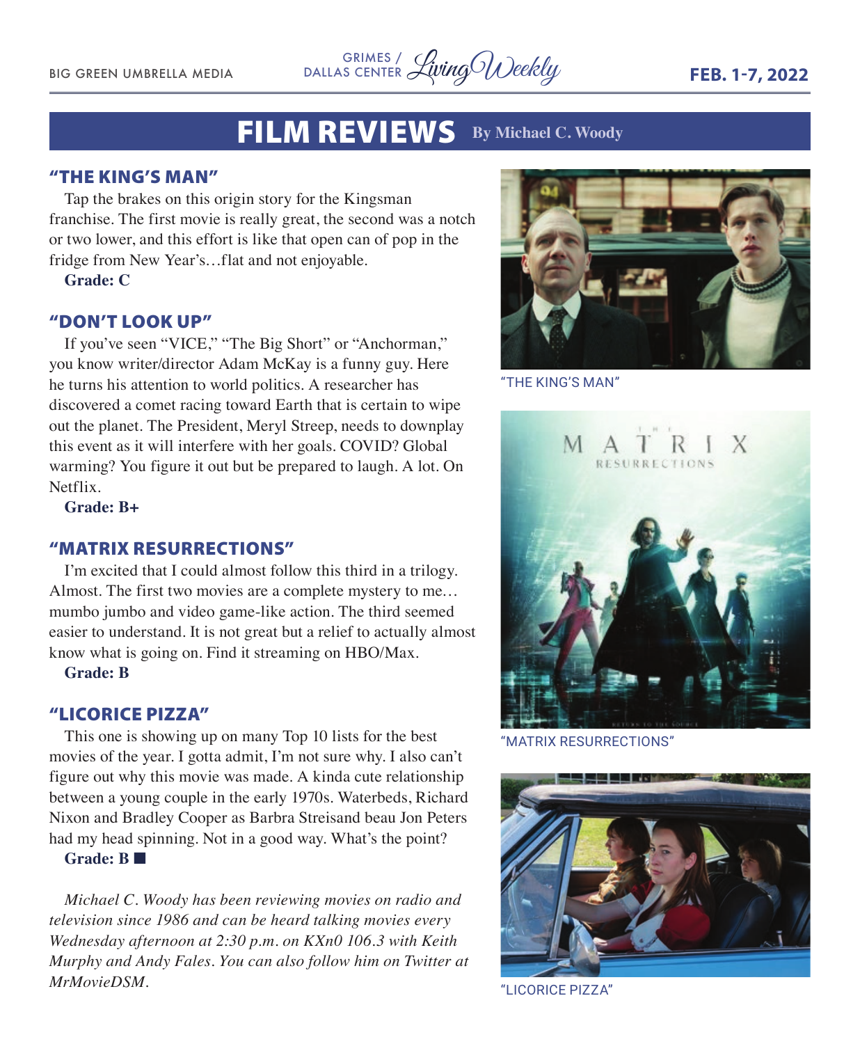# FILM REVIEWS

**By Michael C. Woody**

## "THE KING'S MAN"

Tap the brakes on this origin story for the Kingsman franchise. The first movie is really great, the second was a notch or two lower, and this effort is like that open can of pop in the fridge from New Year's…flat and not enjoyable.

**Grade: C**

## "DON'T LOOK UP"

If you've seen "VICE," "The Big Short" or "Anchorman," you know writer/director Adam McKay is a funny guy. Here he turns his attention to world politics. A researcher has discovered a comet racing toward Earth that is certain to wipe out the planet. The President, Meryl Streep, needs to downplay this event as it will interfere with her goals. COVID? Global warming? You figure it out but be prepared to laugh. A lot. On Netflix.

**Grade: B+**

## "MATRIX RESURRECTIONS"

I'm excited that I could almost follow this third in a trilogy. Almost. The first two movies are a complete mystery to me… mumbo jumbo and video game-like action. The third seemed easier to understand. It is not great but a relief to actually almost know what is going on. Find it streaming on HBO/Max.

**Grade: B**

## "LICORICE PIZZA"

This one is showing up on many Top 10 lists for the best movies of the year. I gotta admit, I'm not sure why. I also can't figure out why this movie was made. A kinda cute relationship between a young couple in the early 1970s. Waterbeds, Richard Nixon and Bradley Cooper as Barbra Streisand beau Jon Peters had my head spinning. Not in a good way. What's the point?

**Grade: B** ■

*Michael C. Woody has been reviewing movies on radio and television since 1986 and can be heard talking movies every Wednesday afternoon at 2:30 p.m. on KXn0 106.3 with Keith Murphy and Andy Fales. You can also follow him on Twitter at MrMovieDSM.*

"THE KING'S MAN"

"MATRIX RESURRECTIONS"

"LICORICE PIZZA"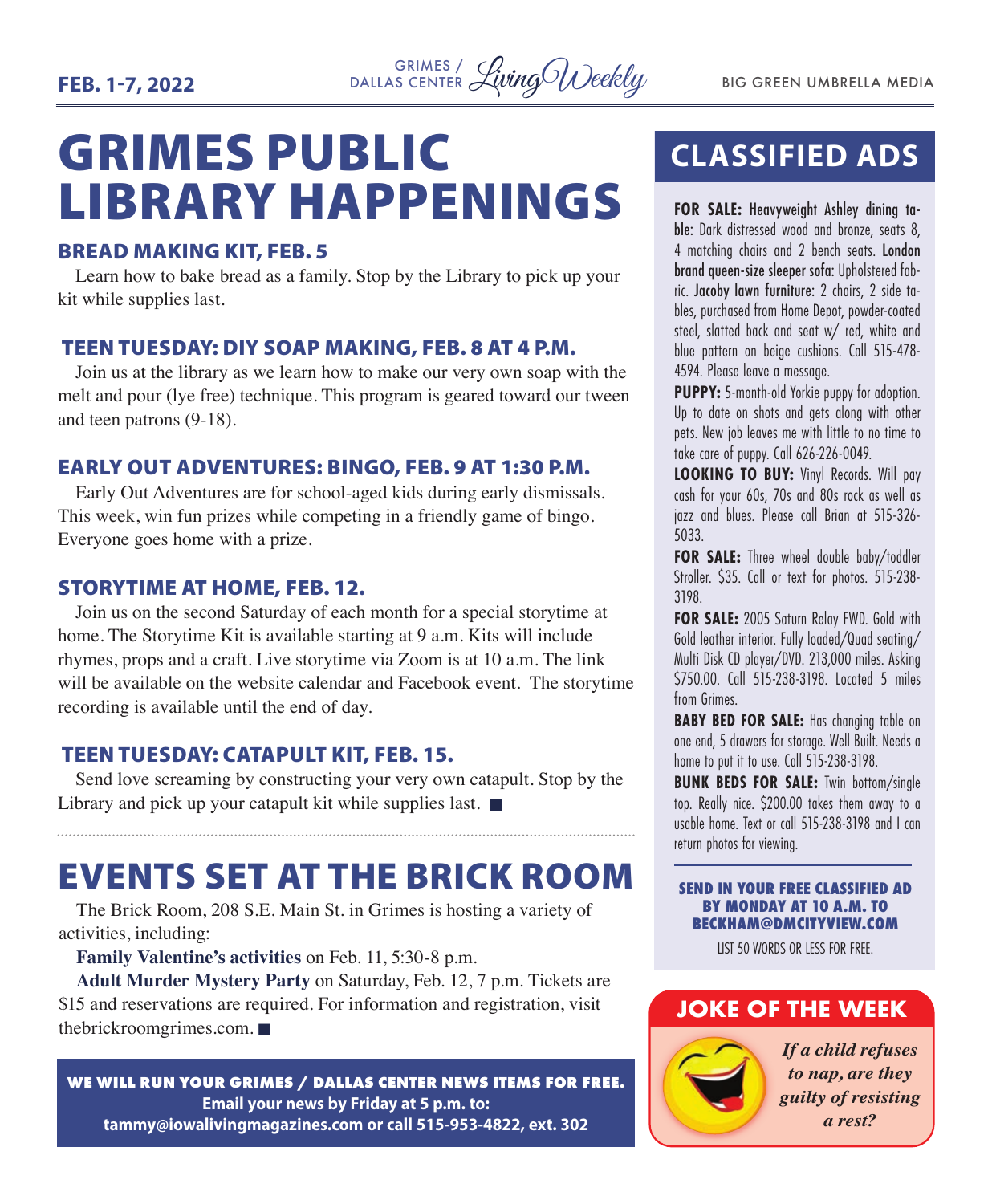# GRIMES PUBLIC LIBRARY HAPPENINGS

### BREAD MAKING KIT, FEB. 5

Learn how to bake bread as a family. Stop by the Library to pick up your kit while supplies last.

### TEEN TUESDAY: DIY SOAP MAKING, FEB. 8 AT 4 P.M.

Join us at the library as we learn how to make our very own soap with the melt and pour (lye free) technique. This program is geared toward our tween and teen patrons (9-18).

### EARLY OUT ADVENTURES: BINGO, FEB. 9 AT 1:30 P.M.

Early Out Adventures are for school-aged kids during early dismissals. This week, win fun prizes while competing in a friendly game of bingo. Everyone goes home with a prize.

### STORYTIME AT HOME, FEB. 12.

Join us on the second Saturday of each month for a special storytime at home. The Storytime Kit is available starting at 9 a.m. Kits will include rhymes, props and a craft. Live storytime via Zoom is at 10 a.m. The link will be available on the website calendar and Facebook event. The storytime recording is available until the end of day.

### TEEN TUESDAY: CATAPULT KIT, FEB. 15.

Send love screaming by constructing your very own catapult. Stop by the Library and pick up your catapult kit while supplies last. ■

# EVENTS SET AT THE BRICK ROOM

The Brick Room, 208 S.E. Main St. in Grimes is hosting a variety of activities, including:

**Family Valentine's activities** on Feb. 11, 5:30-8 p.m.

**Adult Murder Mystery Party** on Saturday, Feb. 12, 7 p.m. Tickets are $15 and reservations are required. For information and registration, visit thebrickroomgrimes.com. ■

**WE WILL RUN YOUR GRIMES / DALLAS CENTER NEWS ITEMS FOR FREE.**
**Email your news by Friday at 5 p.m. to:**
**tammy@iowalivingmagazines.com or call 515-953-4822, ext. 302**

## CLASSIFIED ADS

**FOR SALE:** Heavyweight Ashley dining table: Dark distressed wood and bronze, seats 8, 4 matching chairs and 2 bench seats. London brand queen-size sleeper sofa: Upholstered fabric. Jacoby lawn furniture: 2 chairs, 2 side tables, purchased from Home Depot, powder-coated steel, slatted back and seat w/ red, white and blue pattern on beige cushions. Call 515-478-4594. Please leave a message.

**PUPPY:** 5-month-old Yorkie puppy for adoption. Up to date on shots and gets along with other pets. New job leaves me with little to no time to take care of puppy. Call 626-226-0049.

**LOOKING TO BUY:** Vinyl Records. Will pay cash for your 60s, 70s and 80s rock as well as jazz and blues. Please call Brian at 515-326-5033.

**FOR SALE:** Three wheel double baby/toddler Stroller. $35. Call or text for photos. 515-238-3198.

**FOR SALE:** 2005 Saturn Relay FWD. Gold with Gold leather interior. Fully loaded/Quad seating/ Multi Disk CD player/DVD. 213,000 miles. Asking $750.00. Call 515-238-3198. Located 5 miles from Grimes.

**BABY BED FOR SALE:** Has changing table on one end, 5 drawers for storage. Well Built. Needs a home to put it to use. Call 515-238-3198.

**BUNK BEDS FOR SALE:** Twin bottom/single top. Really nice. $200.00 takes them away to a usable home. Text or call 515-238-3198 and I can return photos for viewing.

**SEND IN YOUR FREE CLASSIFIED AD BY MONDAY AT 10 A.M. TO BECKHAM@DMCITYVIEW.COM**

LIST 50 WORDS OR LESS FOR FREE.

## JOKE OF THE WEEK

***If a child refuses to nap, are they guilty of resisting a rest?***